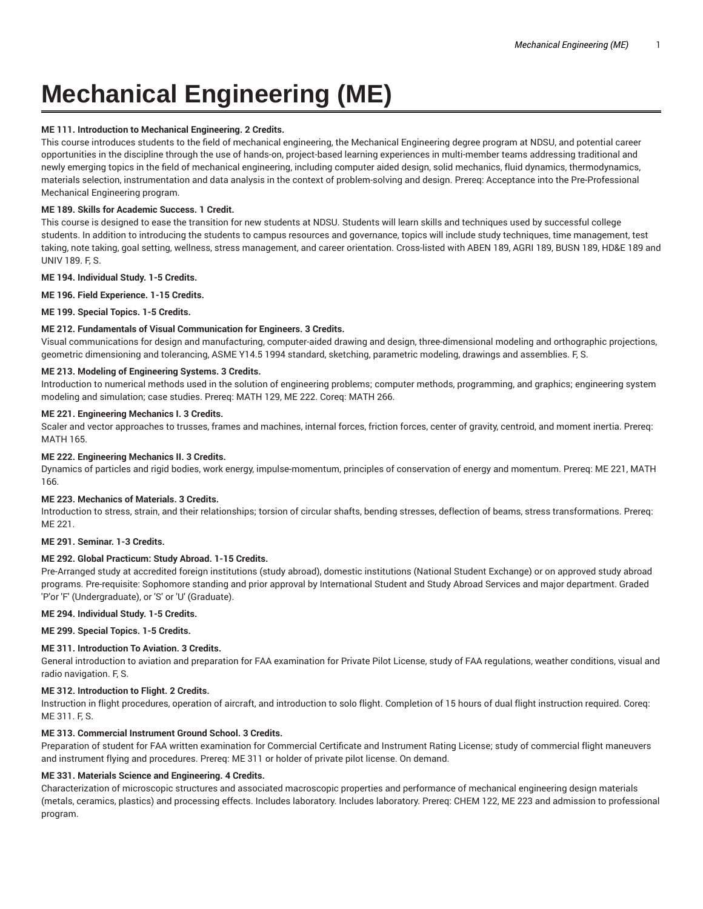# Mechanical Engineering (ME)

**ME 111. Introduction to Mechanical Engineering. 2 Credits.**

This course introduces students to the field of mechanical engineering, the Mechanical Engineering degree program at NDSU, and potential career opportunities in the discipline through the use of hands-on, project-based learning experiences in multi-member teams addressing traditional and newly emerging topics in the field of mechanical engineering, including computer aided design, solid mechanics, fluid dynamics, thermodynamics, materials selection, instrumentation and data analysis in the context of problem-solving and design. Prereq: Acceptance into the Pre-Professional Mechanical Engineering program.

**ME 189. Skills for Academic Success. 1 Credit.**

This course is designed to ease the transition for new students at NDSU. Students will learn skills and techniques used by successful college students. In addition to introducing the students to campus resources and governance, topics will include study techniques, time management, test taking, note taking, goal setting, wellness, stress management, and career orientation. Cross-listed with ABEN 189, AGRI 189, BUSN 189, HD&E 189 and UNIV 189. F, S.

**ME 194. Individual Study. 1-5 Credits.**

**ME 196. Field Experience. 1-15 Credits.**

**ME 199. Special Topics. 1-5 Credits.**

**ME 212. Fundamentals of Visual Communication for Engineers. 3 Credits.**

Visual communications for design and manufacturing, computer-aided drawing and design, three-dimensional modeling and orthographic projections, geometric dimensioning and tolerancing, ASME Y14.5 1994 standard, sketching, parametric modeling, drawings and assemblies. F, S.

**ME 213. Modeling of Engineering Systems. 3 Credits.**

Introduction to numerical methods used in the solution of engineering problems; computer methods, programming, and graphics; engineering system modeling and simulation; case studies. Prereq: MATH 129, ME 222. Coreq: MATH 266.

**ME 221. Engineering Mechanics I. 3 Credits.**

Scaler and vector approaches to trusses, frames and machines, internal forces, friction forces, center of gravity, centroid, and moment inertia. Prereq: MATH 165.

**ME 222. Engineering Mechanics II. 3 Credits.**

Dynamics of particles and rigid bodies, work energy, impulse-momentum, principles of conservation of energy and momentum. Prereq: ME 221, MATH 166.

**ME 223. Mechanics of Materials. 3 Credits.**

Introduction to stress, strain, and their relationships; torsion of circular shafts, bending stresses, deflection of beams, stress transformations. Prereq: ME 221.

**ME 291. Seminar. 1-3 Credits.**

**ME 292. Global Practicum: Study Abroad. 1-15 Credits.**

Pre-Arranged study at accredited foreign institutions (study abroad), domestic institutions (National Student Exchange) or on approved study abroad programs. Pre-requisite: Sophomore standing and prior approval by International Student and Study Abroad Services and major department. Graded 'P'or 'F' (Undergraduate), or 'S' or 'U' (Graduate).

**ME 294. Individual Study. 1-5 Credits.**

**ME 299. Special Topics. 1-5 Credits.**

**ME 311. Introduction To Aviation. 3 Credits.**

General introduction to aviation and preparation for FAA examination for Private Pilot License, study of FAA regulations, weather conditions, visual and radio navigation. F, S.

**ME 312. Introduction to Flight. 2 Credits.**

Instruction in flight procedures, operation of aircraft, and introduction to solo flight. Completion of 15 hours of dual flight instruction required. Coreq: ME 311. F, S.

**ME 313. Commercial Instrument Ground School. 3 Credits.**

Preparation of student for FAA written examination for Commercial Certificate and Instrument Rating License; study of commercial flight maneuvers and instrument flying and procedures. Prereq: ME 311 or holder of private pilot license. On demand.

**ME 331. Materials Science and Engineering. 4 Credits.**

Characterization of microscopic structures and associated macroscopic properties and performance of mechanical engineering design materials (metals, ceramics, plastics) and processing effects. Includes laboratory. Includes laboratory. Prereq: CHEM 122, ME 223 and admission to professional program.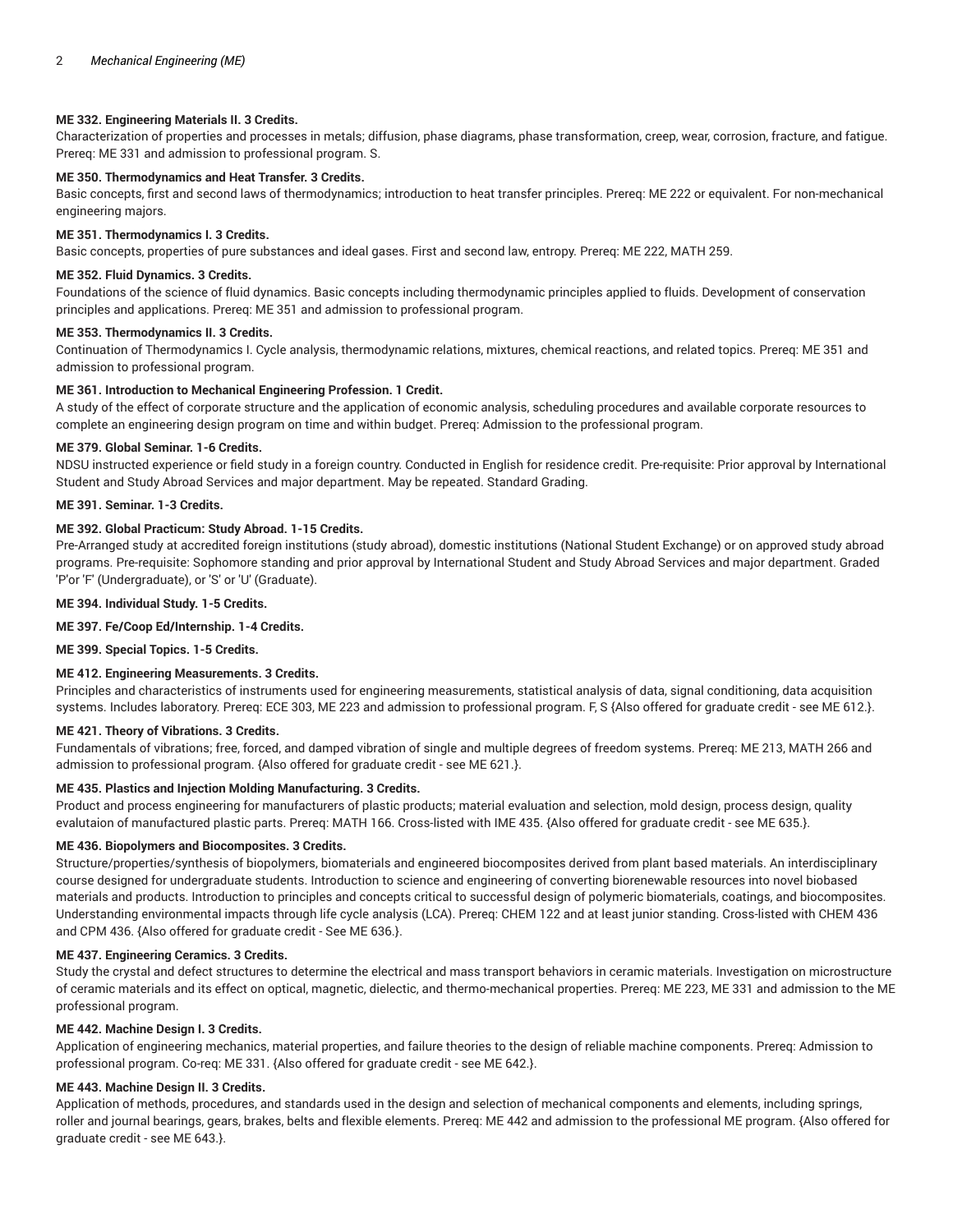**ME 332. Engineering Materials II. 3 Credits.**

Characterization of properties and processes in metals; diffusion, phase diagrams, phase transformation, creep, wear, corrosion, fracture, and fatigue. Prereq: ME 331 and admission to professional program. S.

**ME 350. Thermodynamics and Heat Transfer. 3 Credits.**

Basic concepts, first and second laws of thermodynamics; introduction to heat transfer principles. Prereq: ME 222 or equivalent. For non-mechanical engineering majors.

**ME 351. Thermodynamics I. 3 Credits.**

Basic concepts, properties of pure substances and ideal gases. First and second law, entropy. Prereq: ME 222, MATH 259.

**ME 352. Fluid Dynamics. 3 Credits.**

Foundations of the science of fluid dynamics. Basic concepts including thermodynamic principles applied to fluids. Development of conservation principles and applications. Prereq: ME 351 and admission to professional program.

**ME 353. Thermodynamics II. 3 Credits.**

Continuation of Thermodynamics I. Cycle analysis, thermodynamic relations, mixtures, chemical reactions, and related topics. Prereq: ME 351 and admission to professional program.

**ME 361. Introduction to Mechanical Engineering Profession. 1 Credit.**

A study of the effect of corporate structure and the application of economic analysis, scheduling procedures and available corporate resources to complete an engineering design program on time and within budget. Prereq: Admission to the professional program.

**ME 379. Global Seminar. 1-6 Credits.**

NDSU instructed experience or field study in a foreign country. Conducted in English for residence credit. Pre-requisite: Prior approval by International Student and Study Abroad Services and major department. May be repeated. Standard Grading.

**ME 391. Seminar. 1-3 Credits.**

**ME 392. Global Practicum: Study Abroad. 1-15 Credits.**

Pre-Arranged study at accredited foreign institutions (study abroad), domestic institutions (National Student Exchange) or on approved study abroad programs. Pre-requisite: Sophomore standing and prior approval by International Student and Study Abroad Services and major department. Graded 'P'or 'F' (Undergraduate), or 'S' or 'U' (Graduate).

**ME 394. Individual Study. 1-5 Credits.**

**ME 397. Fe/Coop Ed/Internship. 1-4 Credits.**

**ME 399. Special Topics. 1-5 Credits.**

**ME 412. Engineering Measurements. 3 Credits.**

Principles and characteristics of instruments used for engineering measurements, statistical analysis of data, signal conditioning, data acquisition systems. Includes laboratory. Prereq: ECE 303, ME 223 and admission to professional program. F, S {Also offered for graduate credit - see ME 612.}.

**ME 421. Theory of Vibrations. 3 Credits.**

Fundamentals of vibrations; free, forced, and damped vibration of single and multiple degrees of freedom systems. Prereq: ME 213, MATH 266 and admission to professional program. {Also offered for graduate credit - see ME 621.}.

**ME 435. Plastics and Injection Molding Manufacturing. 3 Credits.**

Product and process engineering for manufacturers of plastic products; material evaluation and selection, mold design, process design, quality evalutaion of manufactured plastic parts. Prereq: MATH 166. Cross-listed with IME 435. {Also offered for graduate credit - see ME 635.}.

**ME 436. Biopolymers and Biocomposites. 3 Credits.**

Structure/properties/synthesis of biopolymers, biomaterials and engineered biocomposites derived from plant based materials. An interdisciplinary course designed for undergraduate students. Introduction to science and engineering of converting biorenewable resources into novel biobased materials and products. Introduction to principles and concepts critical to successful design of polymeric biomaterials, coatings, and biocomposites. Understanding environmental impacts through life cycle analysis (LCA). Prereq: CHEM 122 and at least junior standing. Cross-listed with CHEM 436 and CPM 436. {Also offered for graduate credit - See ME 636.}.

**ME 437. Engineering Ceramics. 3 Credits.**

Study the crystal and defect structures to determine the electrical and mass transport behaviors in ceramic materials. Investigation on microstructure of ceramic materials and its effect on optical, magnetic, dielectic, and thermo-mechanical properties. Prereq: ME 223, ME 331 and admission to the ME professional program.

**ME 442. Machine Design I. 3 Credits.**

Application of engineering mechanics, material properties, and failure theories to the design of reliable machine components. Prereq: Admission to professional program. Co-req: ME 331. {Also offered for graduate credit - see ME 642.}.

**ME 443. Machine Design II. 3 Credits.**

Application of methods, procedures, and standards used in the design and selection of mechanical components and elements, including springs, roller and journal bearings, gears, brakes, belts and flexible elements. Prereq: ME 442 and admission to the professional ME program. {Also offered for graduate credit - see ME 643.}.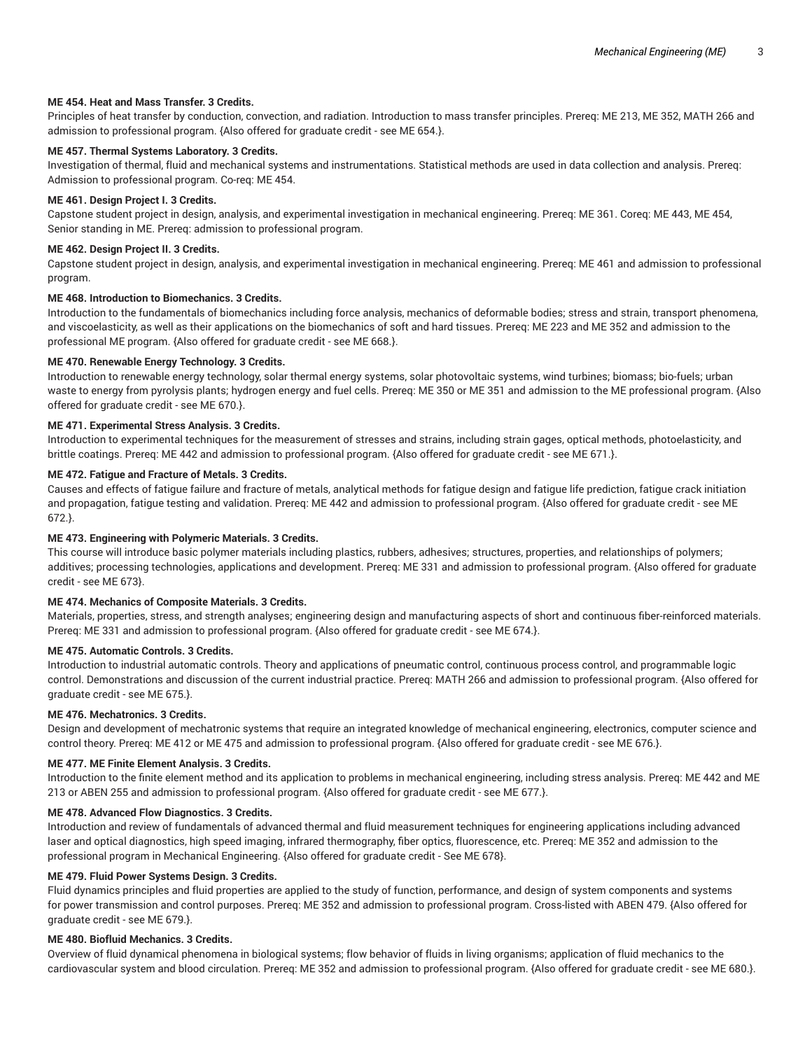**ME 454. Heat and Mass Transfer. 3 Credits.**

Principles of heat transfer by conduction, convection, and radiation. Introduction to mass transfer principles. Prereq: ME 213, ME 352, MATH 266 and admission to professional program. {Also offered for graduate credit - see ME 654.}.

**ME 457. Thermal Systems Laboratory. 3 Credits.**

Investigation of thermal, fluid and mechanical systems and instrumentations. Statistical methods are used in data collection and analysis. Prereq: Admission to professional program. Co-req: ME 454.

**ME 461. Design Project I. 3 Credits.**

Capstone student project in design, analysis, and experimental investigation in mechanical engineering. Prereq: ME 361. Coreq: ME 443, ME 454, Senior standing in ME. Prereq: admission to professional program.

**ME 462. Design Project II. 3 Credits.**

Capstone student project in design, analysis, and experimental investigation in mechanical engineering. Prereq: ME 461 and admission to professional program.

**ME 468. Introduction to Biomechanics. 3 Credits.**

Introduction to the fundamentals of biomechanics including force analysis, mechanics of deformable bodies; stress and strain, transport phenomena, and viscoelasticity, as well as their applications on the biomechanics of soft and hard tissues. Prereq: ME 223 and ME 352 and admission to the professional ME program. {Also offered for graduate credit - see ME 668.}.

**ME 470. Renewable Energy Technology. 3 Credits.**

Introduction to renewable energy technology, solar thermal energy systems, solar photovoltaic systems, wind turbines; biomass; bio-fuels; urban waste to energy from pyrolysis plants; hydrogen energy and fuel cells. Prereq: ME 350 or ME 351 and admission to the ME professional program. {Also offered for graduate credit - see ME 670.}.

**ME 471. Experimental Stress Analysis. 3 Credits.**

Introduction to experimental techniques for the measurement of stresses and strains, including strain gages, optical methods, photoelasticity, and brittle coatings. Prereq: ME 442 and admission to professional program. {Also offered for graduate credit - see ME 671.}.

**ME 472. Fatigue and Fracture of Metals. 3 Credits.**

Causes and effects of fatigue failure and fracture of metals, analytical methods for fatigue design and fatigue life prediction, fatigue crack initiation and propagation, fatigue testing and validation. Prereq: ME 442 and admission to professional program. {Also offered for graduate credit - see ME 672.}.

**ME 473. Engineering with Polymeric Materials. 3 Credits.**

This course will introduce basic polymer materials including plastics, rubbers, adhesives; structures, properties, and relationships of polymers; additives; processing technologies, applications and development. Prereq: ME 331 and admission to professional program. {Also offered for graduate credit - see ME 673}.

**ME 474. Mechanics of Composite Materials. 3 Credits.**

Materials, properties, stress, and strength analyses; engineering design and manufacturing aspects of short and continuous fiber-reinforced materials. Prereq: ME 331 and admission to professional program. {Also offered for graduate credit - see ME 674.}.

**ME 475. Automatic Controls. 3 Credits.**

Introduction to industrial automatic controls. Theory and applications of pneumatic control, continuous process control, and programmable logic control. Demonstrations and discussion of the current industrial practice. Prereq: MATH 266 and admission to professional program. {Also offered for graduate credit - see ME 675.}.

**ME 476. Mechatronics. 3 Credits.**

Design and development of mechatronic systems that require an integrated knowledge of mechanical engineering, electronics, computer science and control theory. Prereq: ME 412 or ME 475 and admission to professional program. {Also offered for graduate credit - see ME 676.}.

**ME 477. ME Finite Element Analysis. 3 Credits.**

Introduction to the finite element method and its application to problems in mechanical engineering, including stress analysis. Prereq: ME 442 and ME 213 or ABEN 255 and admission to professional program. {Also offered for graduate credit - see ME 677.}.

**ME 478. Advanced Flow Diagnostics. 3 Credits.**

Introduction and review of fundamentals of advanced thermal and fluid measurement techniques for engineering applications including advanced laser and optical diagnostics, high speed imaging, infrared thermography, fiber optics, fluorescence, etc. Prereq: ME 352 and admission to the professional program in Mechanical Engineering. {Also offered for graduate credit - See ME 678}.

**ME 479. Fluid Power Systems Design. 3 Credits.**

Fluid dynamics principles and fluid properties are applied to the study of function, performance, and design of system components and systems for power transmission and control purposes. Prereq: ME 352 and admission to professional program. Cross-listed with ABEN 479. {Also offered for graduate credit - see ME 679.}.

**ME 480. Biofluid Mechanics. 3 Credits.**

Overview of fluid dynamical phenomena in biological systems; flow behavior of fluids in living organisms; application of fluid mechanics to the cardiovascular system and blood circulation. Prereq: ME 352 and admission to professional program. {Also offered for graduate credit - see ME 680.}.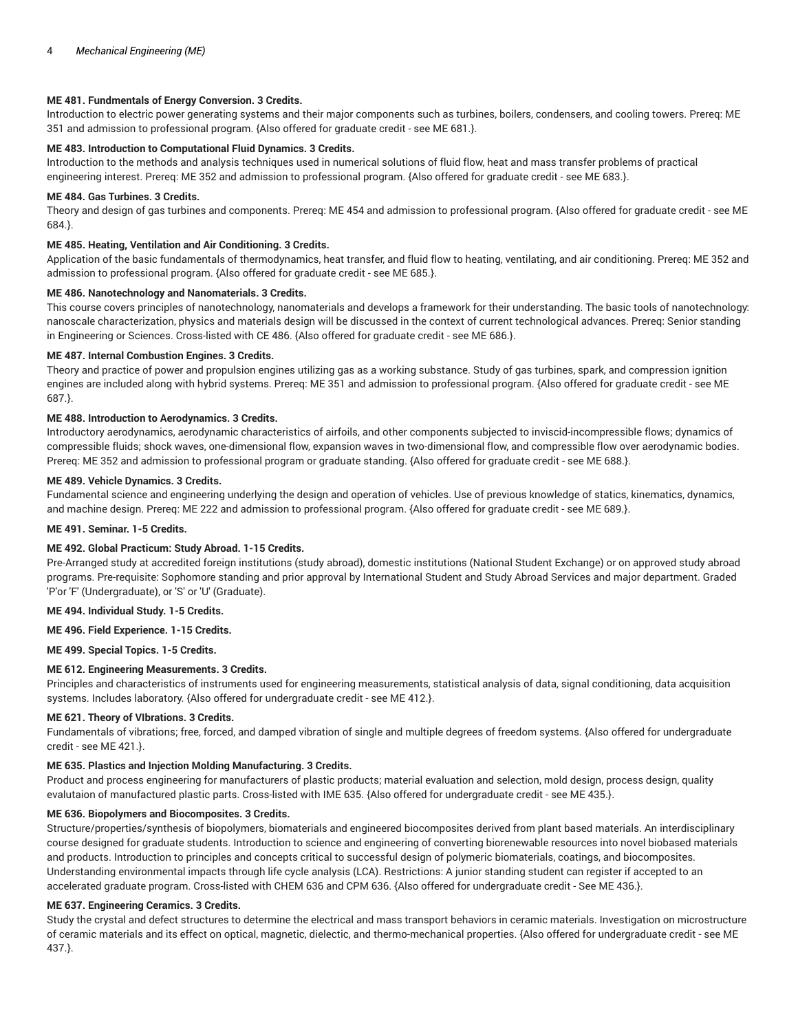**ME 481. Fundmentals of Energy Conversion. 3 Credits.**

Introduction to electric power generating systems and their major components such as turbines, boilers, condensers, and cooling towers. Prereq: ME 351 and admission to professional program. {Also offered for graduate credit - see ME 681.}.

**ME 483. Introduction to Computational Fluid Dynamics. 3 Credits.**

Introduction to the methods and analysis techniques used in numerical solutions of fluid flow, heat and mass transfer problems of practical engineering interest. Prereq: ME 352 and admission to professional program. {Also offered for graduate credit - see ME 683.}.

**ME 484. Gas Turbines. 3 Credits.**

Theory and design of gas turbines and components. Prereq: ME 454 and admission to professional program. {Also offered for graduate credit - see ME 684.}.

**ME 485. Heating, Ventilation and Air Conditioning. 3 Credits.**

Application of the basic fundamentals of thermodynamics, heat transfer, and fluid flow to heating, ventilating, and air conditioning. Prereq: ME 352 and admission to professional program. {Also offered for graduate credit - see ME 685.}.

**ME 486. Nanotechnology and Nanomaterials. 3 Credits.**

This course covers principles of nanotechnology, nanomaterials and develops a framework for their understanding. The basic tools of nanotechnology: nanoscale characterization, physics and materials design will be discussed in the context of current technological advances. Prereq: Senior standing in Engineering or Sciences. Cross-listed with CE 486. {Also offered for graduate credit - see ME 686.}.

**ME 487. Internal Combustion Engines. 3 Credits.**

Theory and practice of power and propulsion engines utilizing gas as a working substance. Study of gas turbines, spark, and compression ignition engines are included along with hybrid systems. Prereq: ME 351 and admission to professional program. {Also offered for graduate credit - see ME 687.}.

**ME 488. Introduction to Aerodynamics. 3 Credits.**

Introductory aerodynamics, aerodynamic characteristics of airfoils, and other components subjected to inviscid-incompressible flows; dynamics of compressible fluids; shock waves, one-dimensional flow, expansion waves in two-dimensional flow, and compressible flow over aerodynamic bodies. Prereq: ME 352 and admission to professional program or graduate standing. {Also offered for graduate credit - see ME 688.}.

**ME 489. Vehicle Dynamics. 3 Credits.**

Fundamental science and engineering underlying the design and operation of vehicles. Use of previous knowledge of statics, kinematics, dynamics, and machine design. Prereq: ME 222 and admission to professional program. {Also offered for graduate credit - see ME 689.}.

**ME 491. Seminar. 1-5 Credits.**

**ME 492. Global Practicum: Study Abroad. 1-15 Credits.**

Pre-Arranged study at accredited foreign institutions (study abroad), domestic institutions (National Student Exchange) or on approved study abroad programs. Pre-requisite: Sophomore standing and prior approval by International Student and Study Abroad Services and major department. Graded 'P'or 'F' (Undergraduate), or 'S' or 'U' (Graduate).

**ME 494. Individual Study. 1-5 Credits.**

**ME 496. Field Experience. 1-15 Credits.**

**ME 499. Special Topics. 1-5 Credits.**

**ME 612. Engineering Measurements. 3 Credits.**

Principles and characteristics of instruments used for engineering measurements, statistical analysis of data, signal conditioning, data acquisition systems. Includes laboratory. {Also offered for undergraduate credit - see ME 412.}.

**ME 621. Theory of VIbrations. 3 Credits.**

Fundamentals of vibrations; free, forced, and damped vibration of single and multiple degrees of freedom systems. {Also offered for undergraduate credit - see ME 421.}.

**ME 635. Plastics and Injection Molding Manufacturing. 3 Credits.**

Product and process engineering for manufacturers of plastic products; material evaluation and selection, mold design, process design, quality evalutaion of manufactured plastic parts. Cross-listed with IME 635. {Also offered for undergraduate credit - see ME 435.}.

**ME 636. Biopolymers and Biocomposites. 3 Credits.**

Structure/properties/synthesis of biopolymers, biomaterials and engineered biocomposites derived from plant based materials. An interdisciplinary course designed for graduate students. Introduction to science and engineering of converting biorenewable resources into novel biobased materials and products. Introduction to principles and concepts critical to successful design of polymeric biomaterials, coatings, and biocomposites. Understanding environmental impacts through life cycle analysis (LCA). Restrictions: A junior standing student can register if accepted to an accelerated graduate program. Cross-listed with CHEM 636 and CPM 636. {Also offered for undergraduate credit - See ME 436.}.

**ME 637. Engineering Ceramics. 3 Credits.**

Study the crystal and defect structures to determine the electrical and mass transport behaviors in ceramic materials. Investigation on microstructure of ceramic materials and its effect on optical, magnetic, dielectic, and thermo-mechanical properties. {Also offered for undergraduate credit - see ME 437.}.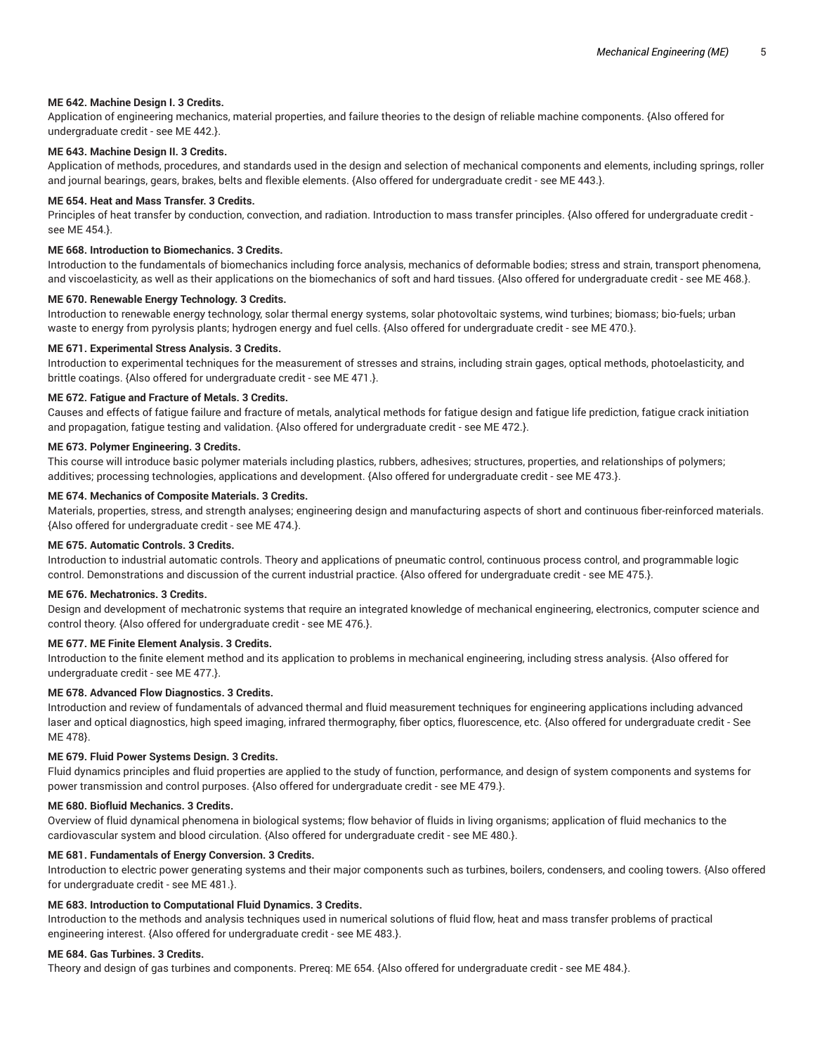**ME 642. Machine Design I. 3 Credits.**
Application of engineering mechanics, material properties, and failure theories to the design of reliable machine components. {Also offered for undergraduate credit - see ME 442.}.

**ME 643. Machine Design II. 3 Credits.**
Application of methods, procedures, and standards used in the design and selection of mechanical components and elements, including springs, roller and journal bearings, gears, brakes, belts and flexible elements. {Also offered for undergraduate credit - see ME 443.}.

**ME 654. Heat and Mass Transfer. 3 Credits.**
Principles of heat transfer by conduction, convection, and radiation. Introduction to mass transfer principles. {Also offered for undergraduate credit - see ME 454.}.

**ME 668. Introduction to Biomechanics. 3 Credits.**
Introduction to the fundamentals of biomechanics including force analysis, mechanics of deformable bodies; stress and strain, transport phenomena, and viscoelasticity, as well as their applications on the biomechanics of soft and hard tissues. {Also offered for undergraduate credit - see ME 468.}.

**ME 670. Renewable Energy Technology. 3 Credits.**
Introduction to renewable energy technology, solar thermal energy systems, solar photovoltaic systems, wind turbines; biomass; bio-fuels; urban waste to energy from pyrolysis plants; hydrogen energy and fuel cells. {Also offered for undergraduate credit - see ME 470.}.

**ME 671. Experimental Stress Analysis. 3 Credits.**
Introduction to experimental techniques for the measurement of stresses and strains, including strain gages, optical methods, photoelasticity, and brittle coatings. {Also offered for undergraduate credit - see ME 471.}.

**ME 672. Fatigue and Fracture of Metals. 3 Credits.**
Causes and effects of fatigue failure and fracture of metals, analytical methods for fatigue design and fatigue life prediction, fatigue crack initiation and propagation, fatigue testing and validation. {Also offered for undergraduate credit - see ME 472.}.

**ME 673. Polymer Engineering. 3 Credits.**
This course will introduce basic polymer materials including plastics, rubbers, adhesives; structures, properties, and relationships of polymers; additives; processing technologies, applications and development. {Also offered for undergraduate credit - see ME 473.}.

**ME 674. Mechanics of Composite Materials. 3 Credits.**
Materials, properties, stress, and strength analyses; engineering design and manufacturing aspects of short and continuous fiber-reinforced materials. {Also offered for undergraduate credit - see ME 474.}.

**ME 675. Automatic Controls. 3 Credits.**
Introduction to industrial automatic controls. Theory and applications of pneumatic control, continuous process control, and programmable logic control. Demonstrations and discussion of the current industrial practice. {Also offered for undergraduate credit - see ME 475.}.

**ME 676. Mechatronics. 3 Credits.**
Design and development of mechatronic systems that require an integrated knowledge of mechanical engineering, electronics, computer science and control theory. {Also offered for undergraduate credit - see ME 476.}.

**ME 677. ME Finite Element Analysis. 3 Credits.**
Introduction to the finite element method and its application to problems in mechanical engineering, including stress analysis. {Also offered for undergraduate credit - see ME 477.}.

**ME 678. Advanced Flow Diagnostics. 3 Credits.**
Introduction and review of fundamentals of advanced thermal and fluid measurement techniques for engineering applications including advanced laser and optical diagnostics, high speed imaging, infrared thermography, fiber optics, fluorescence, etc. {Also offered for undergraduate credit - See ME 478}.

**ME 679. Fluid Power Systems Design. 3 Credits.**
Fluid dynamics principles and fluid properties are applied to the study of function, performance, and design of system components and systems for power transmission and control purposes. {Also offered for undergraduate credit - see ME 479.}.

**ME 680. Biofluid Mechanics. 3 Credits.**
Overview of fluid dynamical phenomena in biological systems; flow behavior of fluids in living organisms; application of fluid mechanics to the cardiovascular system and blood circulation. {Also offered for undergraduate credit - see ME 480.}.

**ME 681. Fundamentals of Energy Conversion. 3 Credits.**
Introduction to electric power generating systems and their major components such as turbines, boilers, condensers, and cooling towers. {Also offered for undergraduate credit - see ME 481.}.

**ME 683. Introduction to Computational Fluid Dynamics. 3 Credits.**
Introduction to the methods and analysis techniques used in numerical solutions of fluid flow, heat and mass transfer problems of practical engineering interest. {Also offered for undergraduate credit - see ME 483.}.

**ME 684. Gas Turbines. 3 Credits.**
Theory and design of gas turbines and components. Prereq: ME 654. {Also offered for undergraduate credit - see ME 484.}.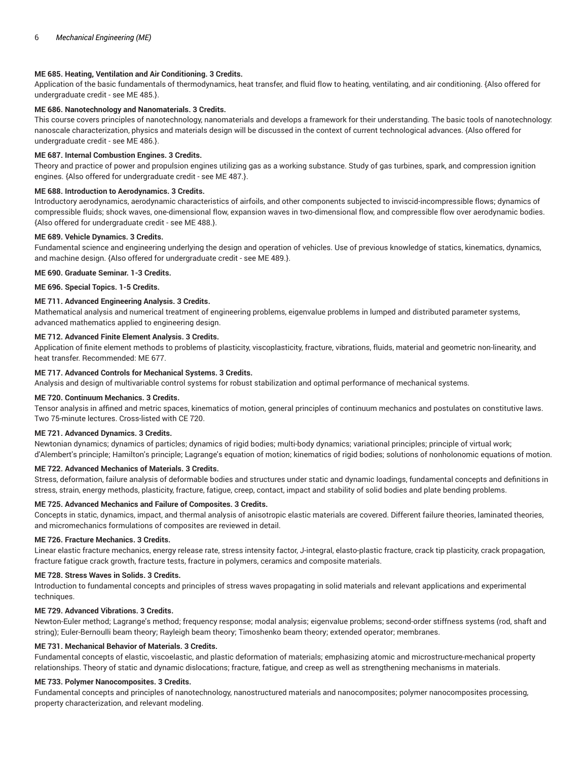**ME 685. Heating, Ventilation and Air Conditioning. 3 Credits.**
Application of the basic fundamentals of thermodynamics, heat transfer, and fluid flow to heating, ventilating, and air conditioning. {Also offered for undergraduate credit - see ME 485.}.

**ME 686. Nanotechnology and Nanomaterials. 3 Credits.**
This course covers principles of nanotechnology, nanomaterials and develops a framework for their understanding. The basic tools of nanotechnology: nanoscale characterization, physics and materials design will be discussed in the context of current technological advances. {Also offered for undergraduate credit - see ME 486.}.

**ME 687. Internal Combustion Engines. 3 Credits.**
Theory and practice of power and propulsion engines utilizing gas as a working substance. Study of gas turbines, spark, and compression ignition engines. {Also offered for undergraduate credit - see ME 487.}.

**ME 688. Introduction to Aerodynamics. 3 Credits.**
Introductory aerodynamics, aerodynamic characteristics of airfoils, and other components subjected to inviscid-incompressible flows; dynamics of compressible fluids; shock waves, one-dimensional flow, expansion waves in two-dimensional flow, and compressible flow over aerodynamic bodies. {Also offered for undergraduate credit - see ME 488.}.

**ME 689. Vehicle Dynamics. 3 Credits.**
Fundamental science and engineering underlying the design and operation of vehicles. Use of previous knowledge of statics, kinematics, dynamics, and machine design. {Also offered for undergraduate credit - see ME 489.}.

**ME 690. Graduate Seminar. 1-3 Credits.**

**ME 696. Special Topics. 1-5 Credits.**

**ME 711. Advanced Engineering Analysis. 3 Credits.**
Mathematical analysis and numerical treatment of engineering problems, eigenvalue problems in lumped and distributed parameter systems, advanced mathematics applied to engineering design.

**ME 712. Advanced Finite Element Analysis. 3 Credits.**
Application of finite element methods to problems of plasticity, viscoplasticity, fracture, vibrations, fluids, material and geometric non-linearity, and heat transfer. Recommended: ME 677.

**ME 717. Advanced Controls for Mechanical Systems. 3 Credits.**
Analysis and design of multivariable control systems for robust stabilization and optimal performance of mechanical systems.

**ME 720. Continuum Mechanics. 3 Credits.**
Tensor analysis in affined and metric spaces, kinematics of motion, general principles of continuum mechanics and postulates on constitutive laws. Two 75-minute lectures. Cross-listed with CE 720.

**ME 721. Advanced Dynamics. 3 Credits.**
Newtonian dynamics; dynamics of particles; dynamics of rigid bodies; multi-body dynamics; variational principles; principle of virtual work; d'Alembert's principle; Hamilton's principle; Lagrange's equation of motion; kinematics of rigid bodies; solutions of nonholonomic equations of motion.

**ME 722. Advanced Mechanics of Materials. 3 Credits.**
Stress, deformation, failure analysis of deformable bodies and structures under static and dynamic loadings, fundamental concepts and definitions in stress, strain, energy methods, plasticity, fracture, fatigue, creep, contact, impact and stability of solid bodies and plate bending problems.

**ME 725. Advanced Mechanics and Failure of Composites. 3 Credits.**
Concepts in static, dynamics, impact, and thermal analysis of anisotropic elastic materials are covered. Different failure theories, laminated theories, and micromechanics formulations of composites are reviewed in detail.

**ME 726. Fracture Mechanics. 3 Credits.**
Linear elastic fracture mechanics, energy release rate, stress intensity factor, J-integral, elasto-plastic fracture, crack tip plasticity, crack propagation, fracture fatigue crack growth, fracture tests, fracture in polymers, ceramics and composite materials.

**ME 728. Stress Waves in Solids. 3 Credits.**
Introduction to fundamental concepts and principles of stress waves propagating in solid materials and relevant applications and experimental techniques.

**ME 729. Advanced Vibrations. 3 Credits.**
Newton-Euler method; Lagrange's method; frequency response; modal analysis; eigenvalue problems; second-order stiffness systems (rod, shaft and string); Euler-Bernoulli beam theory; Rayleigh beam theory; Timoshenko beam theory; extended operator; membranes.

**ME 731. Mechanical Behavior of Materials. 3 Credits.**
Fundamental concepts of elastic, viscoelastic, and plastic deformation of materials; emphasizing atomic and microstructure-mechanical property relationships. Theory of static and dynamic dislocations; fracture, fatigue, and creep as well as strengthening mechanisms in materials.

**ME 733. Polymer Nanocomposites. 3 Credits.**
Fundamental concepts and principles of nanotechnology, nanostructured materials and nanocomposites; polymer nanocomposites processing, property characterization, and relevant modeling.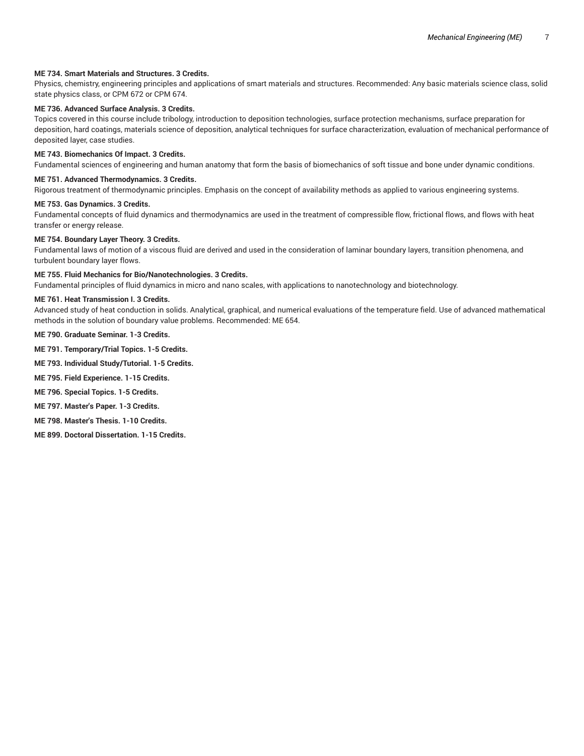**ME 734. Smart Materials and Structures. 3 Credits.**
Physics, chemistry, engineering principles and applications of smart materials and structures. Recommended: Any basic materials science class, solid state physics class, or CPM 672 or CPM 674.

**ME 736. Advanced Surface Analysis. 3 Credits.**
Topics covered in this course include tribology, introduction to deposition technologies, surface protection mechanisms, surface preparation for deposition, hard coatings, materials science of deposition, analytical techniques for surface characterization, evaluation of mechanical performance of deposited layer, case studies.

**ME 743. Biomechanics Of Impact. 3 Credits.**
Fundamental sciences of engineering and human anatomy that form the basis of biomechanics of soft tissue and bone under dynamic conditions.

**ME 751. Advanced Thermodynamics. 3 Credits.**
Rigorous treatment of thermodynamic principles. Emphasis on the concept of availability methods as applied to various engineering systems.

**ME 753. Gas Dynamics. 3 Credits.**
Fundamental concepts of fluid dynamics and thermodynamics are used in the treatment of compressible flow, frictional flows, and flows with heat transfer or energy release.

**ME 754. Boundary Layer Theory. 3 Credits.**
Fundamental laws of motion of a viscous fluid are derived and used in the consideration of laminar boundary layers, transition phenomena, and turbulent boundary layer flows.

**ME 755. Fluid Mechanics for Bio/Nanotechnologies. 3 Credits.**
Fundamental principles of fluid dynamics in micro and nano scales, with applications to nanotechnology and biotechnology.

**ME 761. Heat Transmission I. 3 Credits.**
Advanced study of heat conduction in solids. Analytical, graphical, and numerical evaluations of the temperature field. Use of advanced mathematical methods in the solution of boundary value problems. Recommended: ME 654.

**ME 790. Graduate Seminar. 1-3 Credits.**

**ME 791. Temporary/Trial Topics. 1-5 Credits.**

**ME 793. Individual Study/Tutorial. 1-5 Credits.**

**ME 795. Field Experience. 1-15 Credits.**

**ME 796. Special Topics. 1-5 Credits.**

**ME 797. Master's Paper. 1-3 Credits.**

**ME 798. Master's Thesis. 1-10 Credits.**

**ME 899. Doctoral Dissertation. 1-15 Credits.**